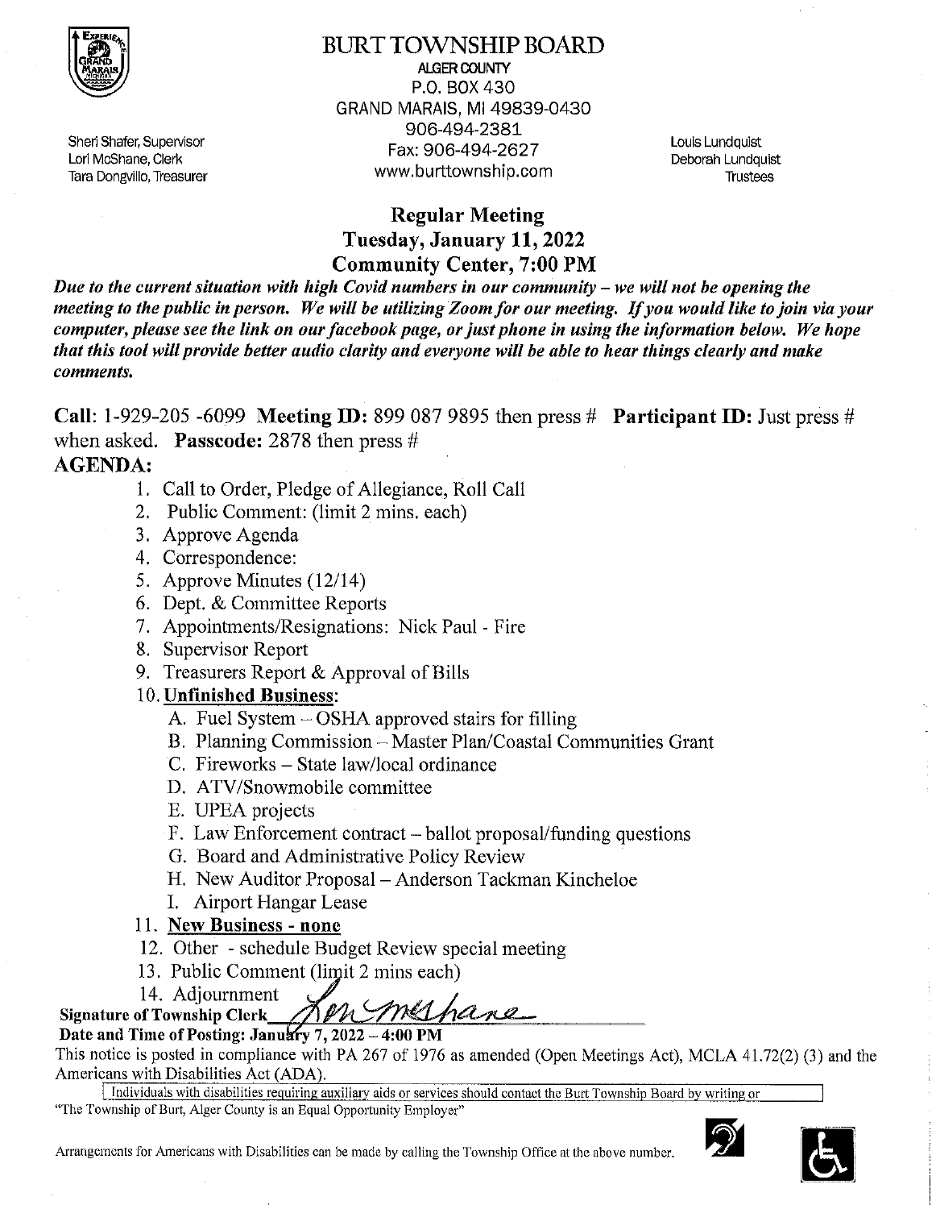# BURT TOWNSHIP BOARD

ALGER COUNTY
P.O. BOX 430
GRAND MARAIS, MI 49839-0430
906-494-2381
Fax: 906-494-2627
www.burttownship.com

Sheri Shafer, Supervisor
Lori McShane, Clerk
Tara Dongvillo, Treasurer

Louis Lundquist
Deborah Lundquist
Trustees

## Regular Meeting
## Tuesday, January 11, 2022
## Community Center, 7:00 PM

***Due to the current situation with high Covid numbers in our community – we will not be opening the meeting to the public in person. We will be utilizing Zoom for our meeting. If you would like to join via your computer, please see the link on our facebook page, or just phone in using the information below. We hope that this tool will provide better audio clarity and everyone will be able to hear things clearly and make comments.***

**Call**: 1-929-205 -6099 **Meeting ID:** 899 087 9895 then press # **Participant ID:** Just press # when asked. **Passcode:** 2878 then press #

**AGENDA:**

1. Call to Order, Pledge of Allegiance, Roll Call
2. Public Comment: (limit 2 mins. each)
3. Approve Agenda
4. Correspondence:
5. Approve Minutes (12/14)
6. Dept. & Committee Reports
7. Appointments/Resignations: Nick Paul - Fire
8. Supervisor Report
9. Treasurers Report & Approval of Bills
10. **Unfinished Business**:
    - A. Fuel System – OSHA approved stairs for filling
    - B. Planning Commission – Master Plan/Coastal Communities Grant
    - C. Fireworks – State law/local ordinance
    - D. ATV/Snowmobile committee
    - E. UPEA projects
    - F. Law Enforcement contract – ballot proposal/funding questions
    - G. Board and Administrative Policy Review
    - H. New Auditor Proposal – Anderson Tackman Kincheloe
    - I. Airport Hangar Lease
11. **New Business - none**
12. Other - schedule Budget Review special meeting
13. Public Comment (limit 2 mins each)
14. Adjournment

**Signature of Township Clerk** Lori McShane

**Date and Time of Posting: January 7, 2022 – 4:00 PM**

This notice is posted in compliance with PA 267 of 1976 as amended (Open Meetings Act), MCLA 41.72(2) (3) and the Americans with Disabilities Act (ADA).

Individuals with disabilities requiring auxiliary aids or services should contact the Burt Township Board by writing or

"The Township of Burt, Alger County is an Equal Opportunity Employer"

Arrangements for Americans with Disabilities can be made by calling the Township Office at the above number.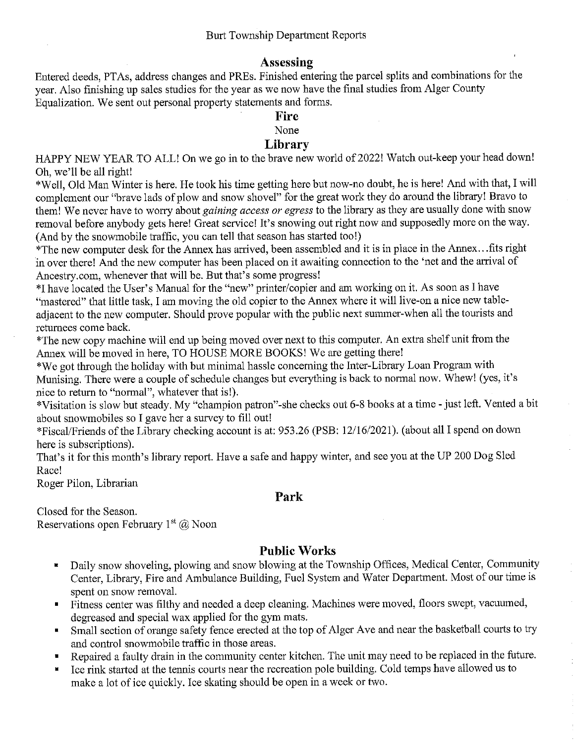# Burt Township Department Reports

## Assessing

Entered deeds, PTAs, address changes and PREs. Finished entering the parcel splits and combinations for the year. Also finishing up sales studies for the year as we now have the final studies from Alger County Equalization. We sent out personal property statements and forms.

## Fire

None

## Library

HAPPY NEW YEAR TO ALL! On we go in to the brave new world of 2022! Watch out-keep your head down! Oh, we'll be all right!

*Well, Old Man Winter is here. He took his time getting here but now-no doubt, he is here! And with that, I will complement our "brave lads of plow and snow shovel" for the great work they do around the library! Bravo to them! We never have to worry about *gaining access or egress* to the library as they are usually done with snow removal before anybody gets here! Great service! It's snowing out right now and supposedly more on the way. (And by the snowmobile traffic, you can tell that season has started too!)

*The new computer desk for the Annex has arrived, been assembled and it is in place in the Annex…fits right in over there! And the new computer has been placed on it awaiting connection to the 'net and the arrival of Ancestry.com, whenever that will be. But that's some progress!

*I have located the User's Manual for the "new" printer/copier and am working on it. As soon as I have "mastered" that little task, I am moving the old copier to the Annex where it will live-on a nice new table-adjacent to the new computer. Should prove popular with the public next summer-when all the tourists and returnees come back.

*The new copy machine will end up being moved over next to this computer. An extra shelf unit from the Annex will be moved in here, TO HOUSE MORE BOOKS! We are getting there!

*We got through the holiday with but minimal hassle concerning the Inter-Library Loan Program with Munising. There were a couple of schedule changes but everything is back to normal now. Whew! (yes, it's nice to return to "normal", whatever that is!).

*Visitation is slow but steady. My "champion patron"-she checks out 6-8 books at a time - just left. Vented a bit about snowmobiles so I gave her a survey to fill out!

*Fiscal/Friends of the Library checking account is at: 953.26 (PSB: 12/16/2021). (about all I spend on down here is subscriptions).

That's it for this month's library report. Have a safe and happy winter, and see you at the UP 200 Dog Sled Race!

Roger Pilon, Librarian

## Park

Closed for the Season.
Reservations open February 1st @ Noon

## Public Works

- Daily snow shoveling, plowing and snow blowing at the Township Offices, Medical Center, Community Center, Library, Fire and Ambulance Building, Fuel System and Water Department. Most of our time is spent on snow removal.
- Fitness center was filthy and needed a deep cleaning. Machines were moved, floors swept, vacuumed, degreased and special wax applied for the gym mats.
- Small section of orange safety fence erected at the top of Alger Ave and near the basketball courts to try and control snowmobile traffic in those areas.
- Repaired a faulty drain in the community center kitchen. The unit may need to be replaced in the future.
- Ice rink started at the tennis courts near the recreation pole building. Cold temps have allowed us to make a lot of ice quickly. Ice skating should be open in a week or two.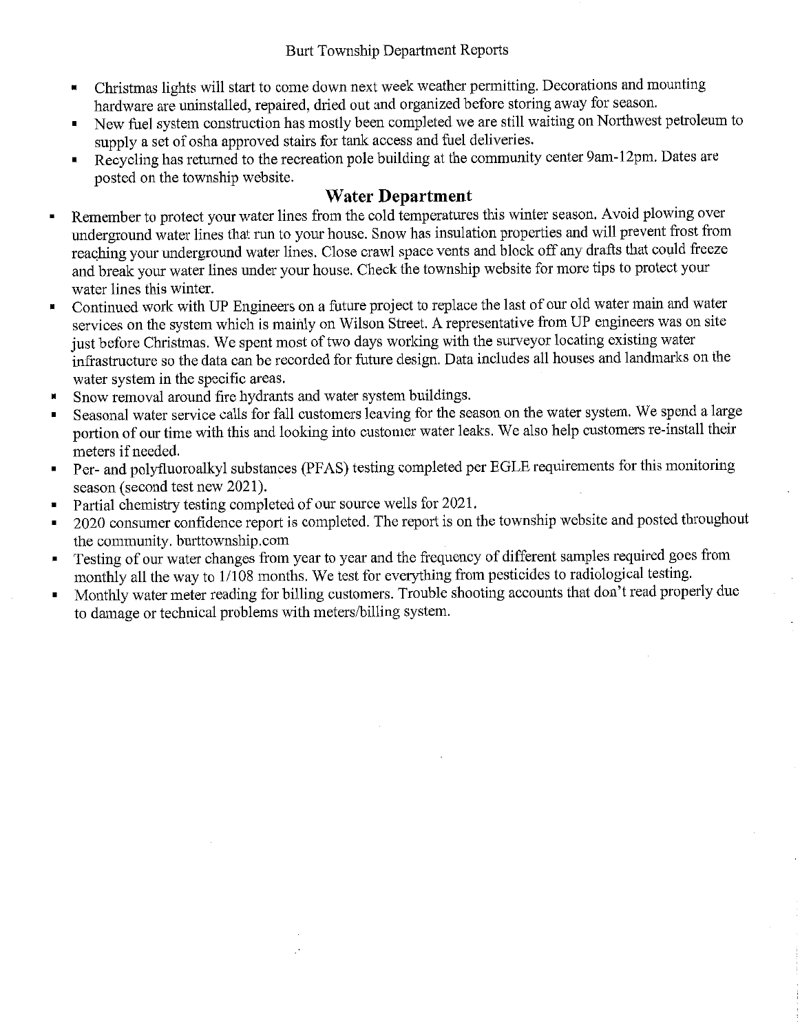- Christmas lights will start to come down next week weather permitting. Decorations and mounting hardware are uninstalled, repaired, dried out and organized before storing away for season.
- New fuel system construction has mostly been completed we are still waiting on Northwest petroleum to supply a set of osha approved stairs for tank access and fuel deliveries.
- Recycling has returned to the recreation pole building at the community center 9am-12pm. Dates are posted on the township website.

## Water Department

- Remember to protect your water lines from the cold temperatures this winter season. Avoid plowing over underground water lines that run to your house. Snow has insulation properties and will prevent frost from reaching your underground water lines. Close crawl space vents and block off any drafts that could freeze and break your water lines under your house. Check the township website for more tips to protect your water lines this winter.
- Continued work with UP Engineers on a future project to replace the last of our old water main and water services on the system which is mainly on Wilson Street. A representative from UP engineers was on site just before Christmas. We spent most of two days working with the surveyor locating existing water infrastructure so the data can be recorded for future design. Data includes all houses and landmarks on the water system in the specific areas.
- Snow removal around fire hydrants and water system buildings.
- Seasonal water service calls for fall customers leaving for the season on the water system. We spend a large portion of our time with this and looking into customer water leaks. We also help customers re-install their meters if needed.
- Per- and polyfluoroalkyl substances (PFAS) testing completed per EGLE requirements for this monitoring season (second test new 2021).
- Partial chemistry testing completed of our source wells for 2021.
- 2020 consumer confidence report is completed. The report is on the township website and posted throughout the community. burttownship.com
- Testing of our water changes from year to year and the frequency of different samples required goes from monthly all the way to 1/108 months. We test for everything from pesticides to radiological testing.
- Monthly water meter reading for billing customers. Trouble shooting accounts that don't read properly due to damage or technical problems with meters/billing system.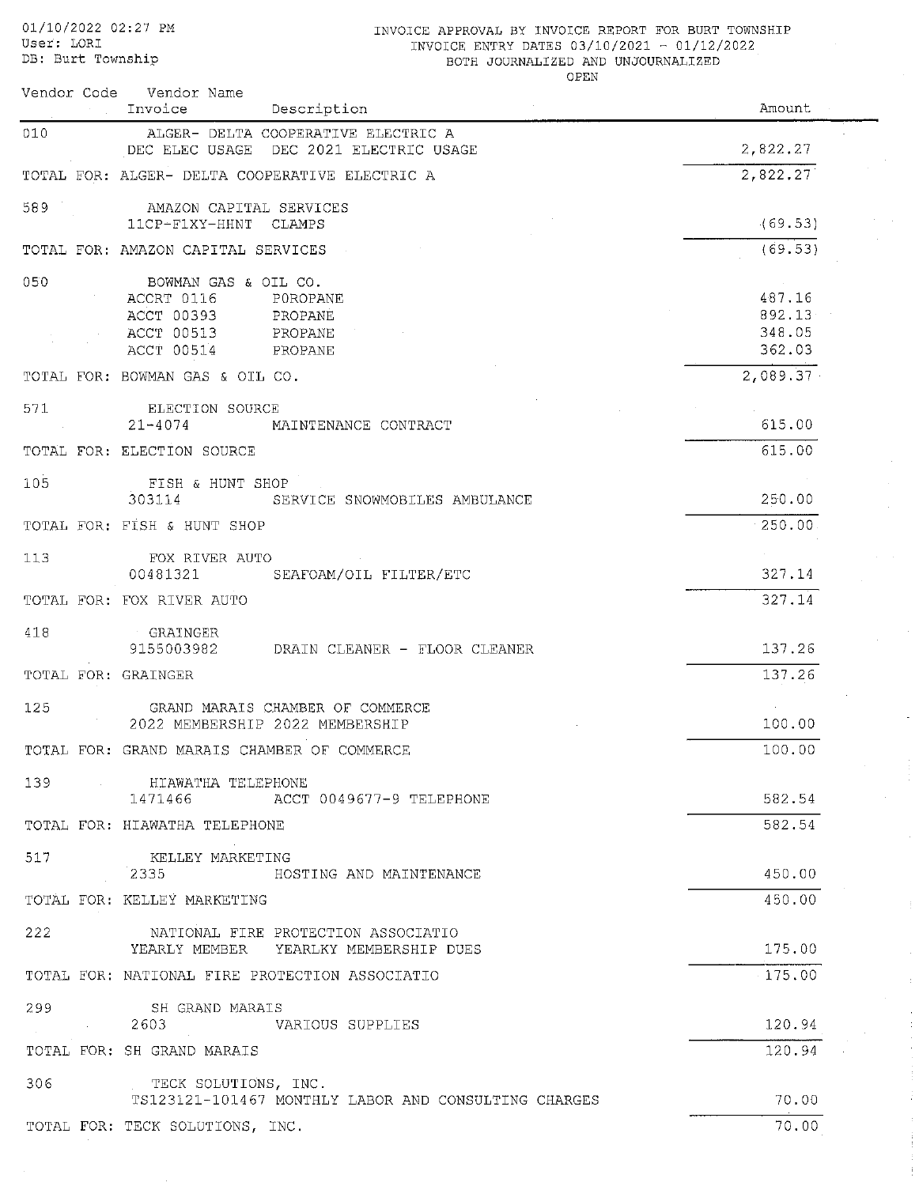01/10/2022 02:27 PM
User: LORI
DB: Burt Township

INVOICE APPROVAL BY INVOICE REPORT FOR BURT TOWNSHIP
INVOICE ENTRY DATES 03/10/2021 - 01/12/2022
BOTH JOURNALIZED AND UNJOURNALIZED
OPEN

| Vendor Code | Vendor Name / Invoice | Description | Amount |
|---|---|---|---|
| 010 | ALGER- DELTA COOPERATIVE ELECTRIC A | | |
| | DEC ELEC USAGE | DEC 2021 ELECTRIC USAGE | 2,822.27 |
| TOTAL FOR: ALGER- DELTA COOPERATIVE ELECTRIC A | | | 2,822.27 |
| 589 | AMAZON CAPITAL SERVICES | | |
| | 11CP-F1XY-HHNT | CLAMPS | (69.53) |
| TOTAL FOR: AMAZON CAPITAL SERVICES | | | (69.53) |
| 050 | BOWMAN GAS & OIL CO. | | |
| | ACCRT 0116 | POROPANE | 487.16 |
| | ACCT 00393 | PROPANE | 892.13 |
| | ACCT 00513 | PROPANE | 348.05 |
| | ACCT 00514 | PROPANE | 362.03 |
| TOTAL FOR: BOWMAN GAS & OIL CO. | | | 2,089.37 |
| 571 | ELECTION SOURCE | | |
| | 21-4074 | MAINTENANCE CONTRACT | 615.00 |
| TOTAL FOR: ELECTION SOURCE | | | 615.00 |
| 105 | FISH & HUNT SHOP | | |
| | 303114 | SERVICE SNOWMOBILES AMBULANCE | 250.00 |
| TOTAL FOR: FISH & HUNT SHOP | | | 250.00 |
| 113 | FOX RIVER AUTO | | |
| | 00481321 | SEAFOAM/OIL FILTER/ETC | 327.14 |
| TOTAL FOR: FOX RIVER AUTO | | | 327.14 |
| 418 | GRAINGER | | |
| | 9155003982 | DRAIN CLEANER - FLOOR CLEANER | 137.26 |
| TOTAL FOR: GRAINGER | | | 137.26 |
| 125 | GRAND MARAIS CHAMBER OF COMMERCE | | |
| | 2022 MEMBERSHIP | 2022 MEMBERSHIP | 100.00 |
| TOTAL FOR: GRAND MARAIS CHAMBER OF COMMERCE | | | 100.00 |
| 139 | HIAWATHA TELEPHONE | | |
| | 1471466 | ACCT 0049677-9 TELEPHONE | 582.54 |
| TOTAL FOR: HIAWATHA TELEPHONE | | | 582.54 |
| 517 | KELLEY MARKETING | | |
| | 2335 | HOSTING AND MAINTENANCE | 450.00 |
| TOTAL FOR: KELLEY MARKETING | | | 450.00 |
| 222 | NATIONAL FIRE PROTECTION ASSOCIATIO | | |
| | YEARLY MEMBER | YEARLKY MEMBERSHIP DUES | 175.00 |
| TOTAL FOR: NATIONAL FIRE PROTECTION ASSOCIATIO | | | 175.00 |
| 299 | SH GRAND MARAIS | | |
| | 2603 | VARIOUS SUPPLIES | 120.94 |
| TOTAL FOR: SH GRAND MARAIS | | | 120.94 |
| 306 | TECK SOLUTIONS, INC. | | |
| | TS123121-101467 | MONTHLY LABOR AND CONSULTING CHARGES | 70.00 |
| TOTAL FOR: TECK SOLUTIONS, INC. | | | 70.00 |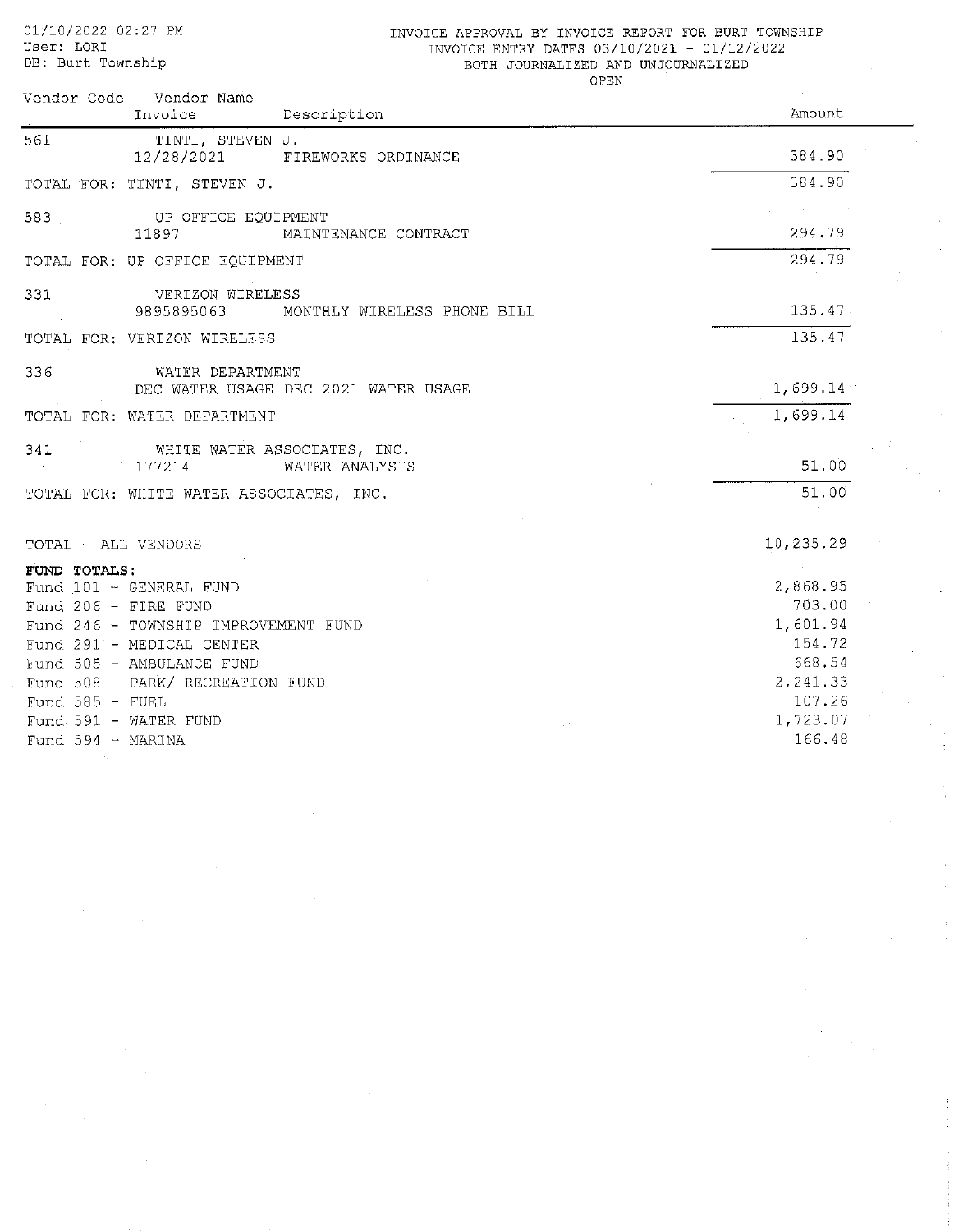01/10/2022 02:27 PM
User: LORI
DB: Burt Township

INVOICE APPROVAL BY INVOICE REPORT FOR BURT TOWNSHIP
INVOICE ENTRY DATES 03/10/2021 - 01/12/2022
BOTH JOURNALIZED AND UNJOURNALIZED
OPEN

| Vendor Code | Vendor Name / Invoice | Description | Amount |
|---|---|---|---|
| 561 | TINTI, STEVEN J. | | |
| | 12/28/2021 | FIREWORKS ORDINANCE | 384.90 |
| TOTAL FOR: TINTI, STEVEN J. | | | 384.90 |
| 583 | UP OFFICE EQUIPMENT | | |
| | 11897 | MAINTENANCE CONTRACT | 294.79 |
| TOTAL FOR: UP OFFICE EQUIPMENT | | | 294.79 |
| 331 | VERIZON WIRELESS | | |
| | 9895895063 | MONTHLY WIRELESS PHONE BILL | 135.47 |
| TOTAL FOR: VERIZON WIRELESS | | | 135.47 |
| 336 | WATER DEPARTMENT | | |
| | DEC WATER USAGE | DEC 2021 WATER USAGE | 1,699.14 |
| TOTAL FOR: WATER DEPARTMENT | | | 1,699.14 |
| 341 | WHITE WATER ASSOCIATES, INC. | | |
| | 177214 | WATER ANALYSIS | 51.00 |
| TOTAL FOR: WHITE WATER ASSOCIATES, INC. | | | 51.00 |
| TOTAL - ALL VENDORS | | | 10,235.29 |

**FUND TOTALS:**

| Fund | Amount |
|---|---|
| Fund 101 - GENERAL FUND | 2,868.95 |
| Fund 206 - FIRE FUND | 703.00 |
| Fund 246 - TOWNSHIP IMPROVEMENT FUND | 1,601.94 |
| Fund 291 - MEDICAL CENTER | 154.72 |
| Fund 505 - AMBULANCE FUND | 668.54 |
| Fund 508 - PARK/ RECREATION FUND | 2,241.33 |
| Fund 585 - FUEL | 107.26 |
| Fund 591 - WATER FUND | 1,723.07 |
| Fund 594 - MARINA | 166.48 |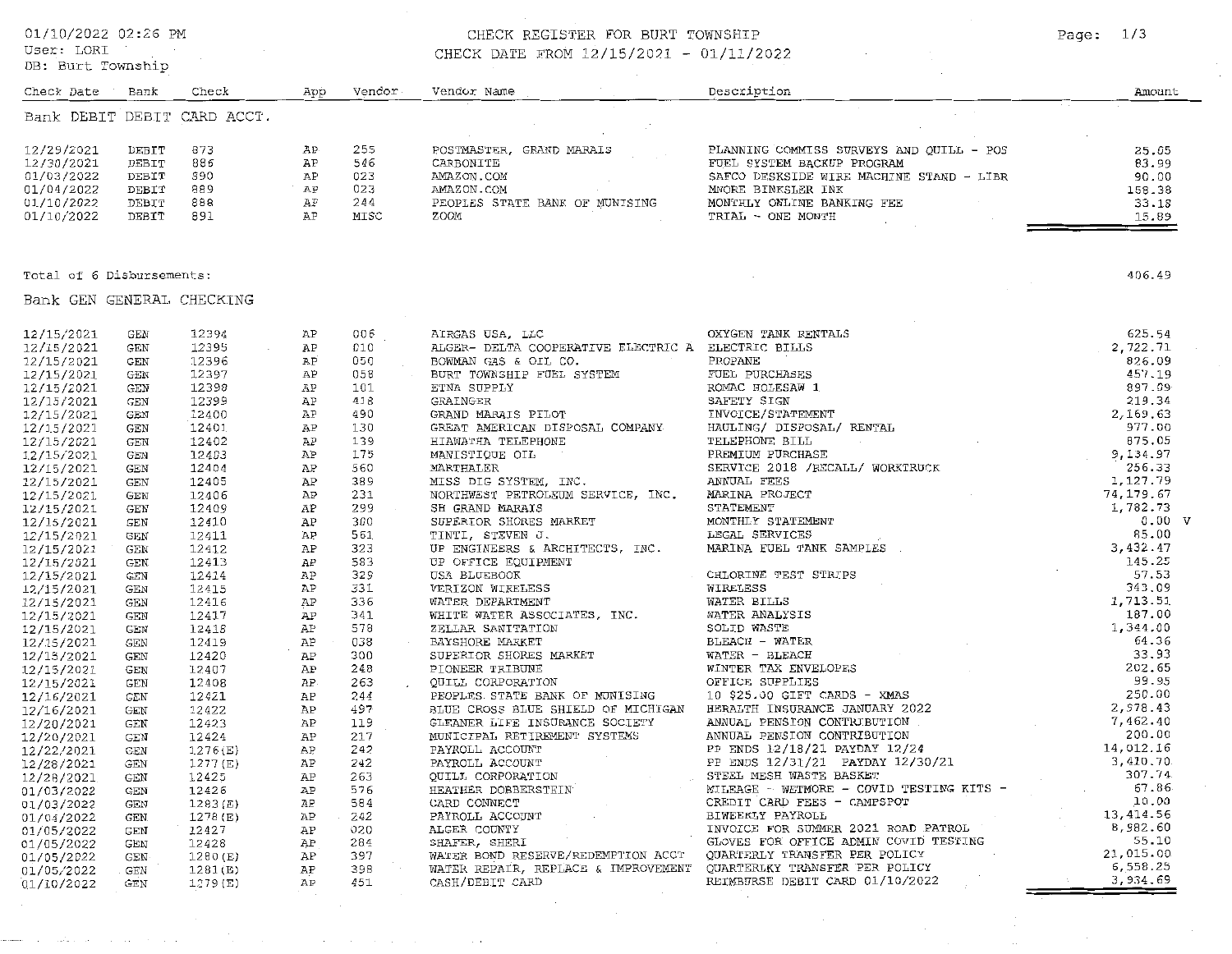01/10/2022 02:26 PM
User: LORI
DB: Burt Township

# CHECK REGISTER FOR BURT TOWNSHIP

CHECK DATE FROM 12/15/2021 - 01/11/2022

## Bank DEBIT DEBIT CARD ACCT.

| Check Date | Bank | Check | App | Vendor | Vendor Name | Description | Amount |
|---|---|---|---|---|---|---|---|
| 12/29/2021 | DEBIT | 873 | AP | 255 | POSTMASTER, GRAND MARAIS | PLANNING COMMISS SURVEYS AND QUILL - POS | 25.05 |
| 12/30/2021 | DEBIT | 886 | AP | 546 | CARBONITE | FUEL SYSTEM BACKUP PROGRAM | 83.99 |
| 01/03/2022 | DEBIT | 890 | AP | 023 | AMAZON.COM | SAFCO DESKSIDE WIRE MACHINE STAND - LIBR | 90.00 |
| 01/04/2022 | DEBIT | 889 | AP | 023 | AMAZON.COM | MNORE BINESLER INK | 158.38 |
| 01/10/2022 | DEBIT | 888 | AP | 244 | PEOPLES STATE BANK OF MUNISING | MONTHLY ONLINE BANKING FEE | 33.18 |
| 01/10/2022 | DEBIT | 891 | AP | MISC | ZOOM | TRIAL - ONE MONTH | 15.89 |

Total of 6 Disbursements: 406.49

## Bank GEN GENERAL CHECKING

| Check Date | Bank | Check | App | Vendor | Vendor Name | Description | Amount |
|---|---|---|---|---|---|---|---|
| 12/15/2021 | GEN | 12394 | AP | 006 | AIRGAS USA, LLC | OXYGEN TANK RENTALS | 625.54 |
| 12/15/2021 | GEN | 12395 | AP | 010 | ALGER- DELTA COOPERATIVE ELECTRIC A | ELECTRIC BILLS | 2,722.71 |
| 12/15/2021 | GEN | 12396 | AP | 050 | BOWMAN GAS & OIL CO. | PROPANE | 826.09 |
| 12/15/2021 | GEN | 12397 | AP | 058 | BURT TOWNSHIP FUEL SYSTEM | FUEL PURCHASES | 457.19 |
| 12/15/2021 | GEN | 12398 | AP | 101 | ETNA SUPPLY | ROMAC HOLESAW 1 | 897.09 |
| 12/15/2021 | GEN | 12399 | AP | 418 | GRAINGER | SAFETY SIGN | 219.34 |
| 12/15/2021 | GEN | 12400 | AP | 490 | GRAND MARAIS PILOT | INVOICE/STATEMENT | 2,169.63 |
| 12/15/2021 | GEN | 12401 | AP | 130 | GREAT AMERICAN DISPOSAL COMPANY | HAULING/ DISPOSAL/ RENTAL | 977.00 |
| 12/15/2021 | GEN | 12402 | AP | 139 | HIAWATHA TELEPHONE | TELEPHONE BILL | 875.05 |
| 12/15/2021 | GEN | 12403 | AP | 175 | MANISTIQUE OIL | PREMIUM PURCHASE | 9,134.97 |
| 12/15/2021 | GEN | 12404 | AP | 560 | MARTHALER | SERVICE 2018 /RECALL/ WORKTRUCK | 256.33 |
| 12/15/2021 | GEN | 12405 | AP | 389 | MISS DIG SYSTEM, INC. | ANNUAL FEES | 1,127.79 |
| 12/15/2021 | GEN | 12406 | AP | 231 | NORTHWEST PETROLEUM SERVICE, INC. | MARINA PROJECT | 74,179.67 |
| 12/15/2021 | GEN | 12409 | AP | 299 | SH GRAND MARAIS | STATEMENT | 1,782.73 |
| 12/15/2021 | GEN | 12410 | AP | 300 | SUPERIOR SHORES MARKET | MONTHLY STATEMENT | 0.00 V |
| 12/15/2021 | GEN | 12411 | AP | 561 | TINTI, STEVEN J. | LEGAL SERVICES | 85.00 |
| 12/15/2021 | GEN | 12412 | AP | 323 | UP ENGINEERS & ARCHITECTS, INC. | MARINA FUEL TANK SAMPLES | 3,432.47 |
| 12/15/2021 | GEN | 12413 | AP | 583 | UP OFFICE EQUIPMENT | | 145.25 |
| 12/15/2021 | GEN | 12414 | AP | 329 | USA BLUEBOOK | CHLORINE TEST STRIPS | 57.53 |
| 12/15/2021 | GEN | 12415 | AP | 331 | VERIZON WIRELESS | WIRELESS | 343.09 |
| 12/15/2021 | GEN | 12416 | AP | 336 | WATER DEPARTMENT | WATER BILLS | 1,713.51 |
| 12/15/2021 | GEN | 12417 | AP | 341 | WHITE WATER ASSOCIATES, INC. | WATER ANALYSIS | 187.00 |
| 12/15/2021 | GEN | 12418 | AP | 578 | ZELLAR SANITATION | SOLID WASTE | 1,344.00 |
| 12/15/2021 | GEN | 12419 | AP | 038 | BAYSHORE MARKET | BLEACH - WATER | 64.36 |
| 12/15/2021 | GEN | 12420 | AP | 300 | SUPERIOR SHORES MARKET | WATER - BLEACH | 33.93 |
| 12/15/2021 | GEN | 12407 | AP | 248 | PIONEER TRIBUNE | WINTER TAX ENVELOPES | 202.65 |
| 12/15/2021 | GEN | 12408 | AP | 263 | QUILL CORPORATION | OFFICE SUPPLIES | 99.95 |
| 12/16/2021 | GEN | 12421 | AP | 244 | PEOPLES STATE BANK OF MUNISING | 10 $25.00 GIFT CARDS - XMAS | 250.00 |
| 12/16/2021 | GEN | 12422 | AP | 497 | BLUE CROSS BLUE SHIELD OF MICHIGAN | HERALTH INSURANCE JANUARY 2022 | 2,578.43 |
| 12/20/2021 | GEN | 12423 | AP | 119 | GLEANER LIFE INSURANCE SOCIETY | ANNUAL PENSION CONTRIBUTION | 7,462.40 |
| 12/20/2021 | GEN | 12424 | AP | 217 | MUNICIPAL RETIREMENT SYSTEMS | ANNUAL PENSION CONTRIBUTION | 200.00 |
| 12/22/2021 | GEN | 1276(E) | AP | 242 | PAYROLL ACCOUNT | PP ENDS 12/18/21 PAYDAY 12/24 | 14,012.16 |
| 12/28/2021 | GEN | 1277(E) | AP | 242 | PAYROLL ACCOUNT | PP ENDS 12/31/21 PAYDAY 12/30/21 | 3,410.70 |
| 12/28/2021 | GEN | 12425 | AP | 263 | QUILL CORPORATION | STEEL MESH WASTE BASKET | 307.74 |
| 01/03/2022 | GEN | 12426 | AP | 576 | HEATHER DOBBERSTEIN | MILEAGE - WETMORE - COVID TESTING KITS - | 67.86 |
| 01/03/2022 | GEN | 1283(E) | AP | 584 | CARD CONNECT | CREDIT CARD FEES - CAMPSPOT | 10.00 |
| 01/04/2022 | GEN | 1278(E) | AP | 242 | PAYROLL ACCOUNT | BIWEEKLY PAYROLL | 13,414.56 |
| 01/05/2022 | GEN | 12427 | AP | 020 | ALGER COUNTY | INVOICE FOR SUMMER 2021 ROAD PATROL | 8,982.60 |
| 01/05/2022 | GEN | 12428 | AP | 284 | SHAFER, SHERI | GLOVES FOR OFFICE ADMIN COVID TESTING | 55.10 |
| 01/05/2022 | GEN | 1280(E) | AP | 397 | WATER BOND RESERVE/REDEMPTION ACCT | QUARTERLY TRANSFER PER POLICY | 21,015.00 |
| 01/05/2022 | GEN | 1281(E) | AP | 398 | WATER REPAIR, REPLACE & IMPROVEMENT | QUARTERLKY TRANSFER PER POLICY | 6,558.25 |
| 01/10/2022 | GEN | 1279(E) | AP | 451 | CASH/DEBIT CARD | REIMBURSE DEBIT CARD 01/10/2022 | 3,934.69 |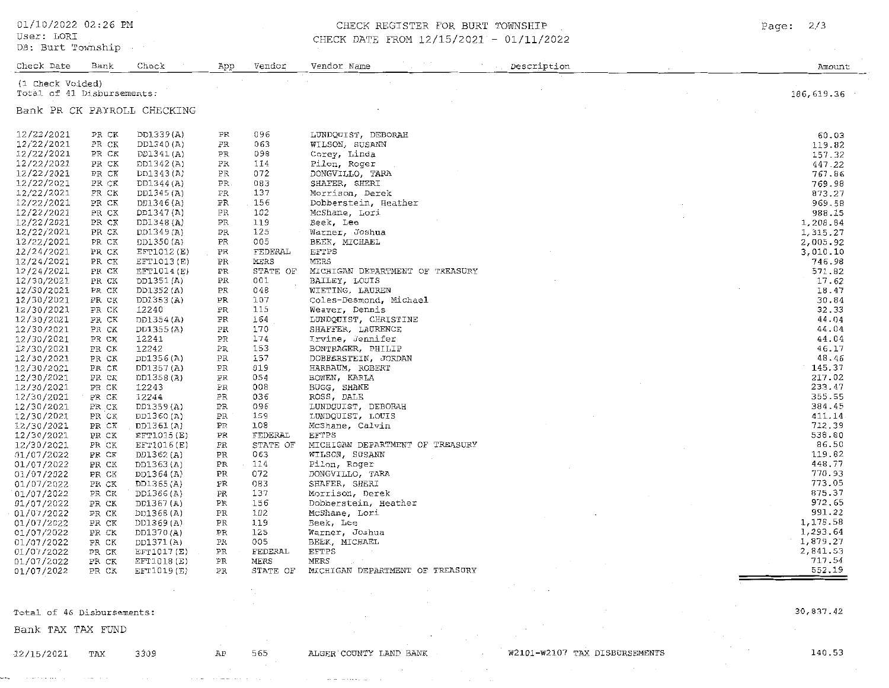CHECK REGISTER FOR BURT TOWNSHIP
CHECK DATE FROM 12/15/2021 - 01/11/2022

01/10/2022 02:26 PM
User: LORI
DB: Burt Township

| Check Date | Bank | Check | App | Vendor | Vendor Name | Description | Amount |
|---|---|---|---|---|---|---|---|
| (1 Check Voided) | | | | | | | |
| Total of 41 Disbursements: | | | | | | | 186,619.36 |

Bank PR CK PAYROLL CHECKING

| Check Date | Bank | Check | App | Vendor | Vendor Name | Description | Amount |
|---|---|---|---|---|---|---|---|
| 12/22/2021 | PR CK | DD1339(A) | PR | 096 | LUNDQUIST, DEBORAH | | 60.03 |
| 12/22/2021 | PR CK | DD1340(A) | PR | 063 | WILSON, SUSANN | | 119.82 |
| 12/22/2021 | PR CK | DD1341(A) | PR | 098 | Corey, Linda | | 157.32 |
| 12/22/2021 | PR CK | DD1342(A) | PR | 114 | Pilon, Roger | | 447.22 |
| 12/22/2021 | PR CK | DD1343(A) | PR | 072 | DONGVILLO, TARA | | 767.86 |
| 12/22/2021 | PR CK | DD1344(A) | PR | 083 | SHAFER, SHERI | | 769.98 |
| 12/22/2021 | PR CK | DD1345(A) | PR | 137 | Morrison, Derek | | 873.27 |
| 12/22/2021 | PR CK | DD1346(A) | PR | 156 | Dobberstein, Heather | | 969.58 |
| 12/22/2021 | PR CK | DD1347(A) | PR | 102 | McShane, Lori | | 988.15 |
| 12/22/2021 | PR CK | DD1348(A) | PR | 119 | Beek, Lee | | 1,208.84 |
| 12/22/2021 | PR CK | DD1349(A) | PR | 125 | Warner, Joshua | | 1,315.27 |
| 12/22/2021 | PR CK | DD1350(A) | PR | 005 | BEEK, MICHAEL | | 2,005.92 |
| 12/24/2021 | PR CK | EFT1012(E) | PR | FEDERAL | EFTPS | | 3,010.10 |
| 12/24/2021 | PR CK | EFT1013(E) | PR | MERS | MERS | | 746.98 |
| 12/24/2021 | PR CK | EFT1014(E) | PR | STATE OF | MICHIGAN DEPARTMENT OF TREASURY | | 571.82 |
| 12/30/2021 | PR CK | DD1351(A) | PR | 001 | BAILEY, LOUIS | | 17.62 |
| 12/30/2021 | PR CK | DD1352(A) | PR | 048 | WIETING, LAUREN | | 18.47 |
| 12/30/2021 | PR CK | DD1353(A) | PR | 107 | Coles-Desmond, Michael | | 30.84 |
| 12/30/2021 | PR CK | 12240 | PR | 115 | Weaver, Dennis | | 32.33 |
| 12/30/2021 | PR CK | DD1354(A) | PR | 164 | LUNDQUIST, CHRISTINE | | 44.04 |
| 12/30/2021 | PR CK | DD1355(A) | PR | 170 | SHAFFER, LAURENCE | | 44.04 |
| 12/30/2021 | PR CK | 12241 | PR | 174 | Irvine, Jennifer | | 44.04 |
| 12/30/2021 | PR CK | 12242 | PR | 153 | BONTRAGER, PHILIP | | 46.17 |
| 12/30/2021 | PR CK | DD1356(A) | PR | 157 | DOBBERSTEIN, JORDAN | | 48.46 |
| 12/30/2021 | PR CK | DD1357(A) | PR | 019 | HARBAUM, ROBERT | | 145.37 |
| 12/30/2021 | PR CK | DD1358(A) | PR | 054 | BOWEN, KARLA | | 217.02 |
| 12/30/2021 | PR CK | 12243 | PR | 008 | BUGG, SHANE | | 233.47 |
| 12/30/2021 | PR CK | 12244 | PR | 036 | ROSS, DALE | | 355.55 |
| 12/30/2021 | PR CK | DD1359(A) | PR | 096 | LUNDQUIST, DEBORAH | | 384.45 |
| 12/30/2021 | PR CK | DD1360(A) | PR | 159 | LUNDQUIST, LOUIS | | 411.14 |
| 12/30/2021 | PR CK | DD1361(A) | PR | 108 | McShane, Calvin | | 712.39 |
| 12/30/2021 | PR CK | EFT1015(E) | PR | FEDERAL | EFTPS | | 538.80 |
| 12/30/2021 | PR CK | EFT1016(E) | PR | STATE OF | MICHIGAN DEPARTMENT OF TREASURY | | 86.50 |
| 01/07/2022 | PR CK | DD1362(A) | PR | 063 | WILSON, SUSANN | | 119.82 |
| 01/07/2022 | PR CK | DD1363(A) | PR | 114 | Pilon, Roger | | 448.77 |
| 01/07/2022 | PR CK | DD1364(A) | PR | 072 | DONGVILLO, TARA | | 770.93 |
| 01/07/2022 | PR CK | DD1365(A) | PR | 083 | SHAFER, SHERI | | 773.05 |
| 01/07/2022 | PR CK | DD1366(A) | PR | 137 | Morrison, Derek | | 875.37 |
| 01/07/2022 | PR CK | DD1367(A) | PR | 156 | Dobberstein, Heather | | 972.65 |
| 01/07/2022 | PR CK | DD1368(A) | PR | 102 | McShane, Lori | | 991.22 |
| 01/07/2022 | PR CK | DD1369(A) | PR | 119 | Beek, Lee | | 1,178.58 |
| 01/07/2022 | PR CK | DD1370(A) | PR | 125 | Warner, Joshua | | 1,293.64 |
| 01/07/2022 | PR CK | DD1371(A) | PR | 005 | BEEK, MICHAEL | | 1,879.27 |
| 01/07/2022 | PR CK | EFT1017(E) | PR | FEDERAL | EFTPS | | 2,841.53 |
| 01/07/2022 | PR CK | EFT1018(E) | PR | MERS | MERS | | 717.54 |
| 01/07/2022 | PR CK | EFT1019(E) | PR | STATE OF | MICHIGAN DEPARTMENT OF TREASURY | | 552.19 |
| Total of 46 Disbursements: | | | | | | | 30,837.42 |

Bank TAX TAX FUND

| Check Date | Bank | Check | App | Vendor | Vendor Name | Description | Amount |
|---|---|---|---|---|---|---|---|
| 12/15/2021 | TAX | 3309 | AP | 565 | ALGER COUNTY LAND BANK | W2101-W2107 TAX DISBURSEMENTS | 140.53 |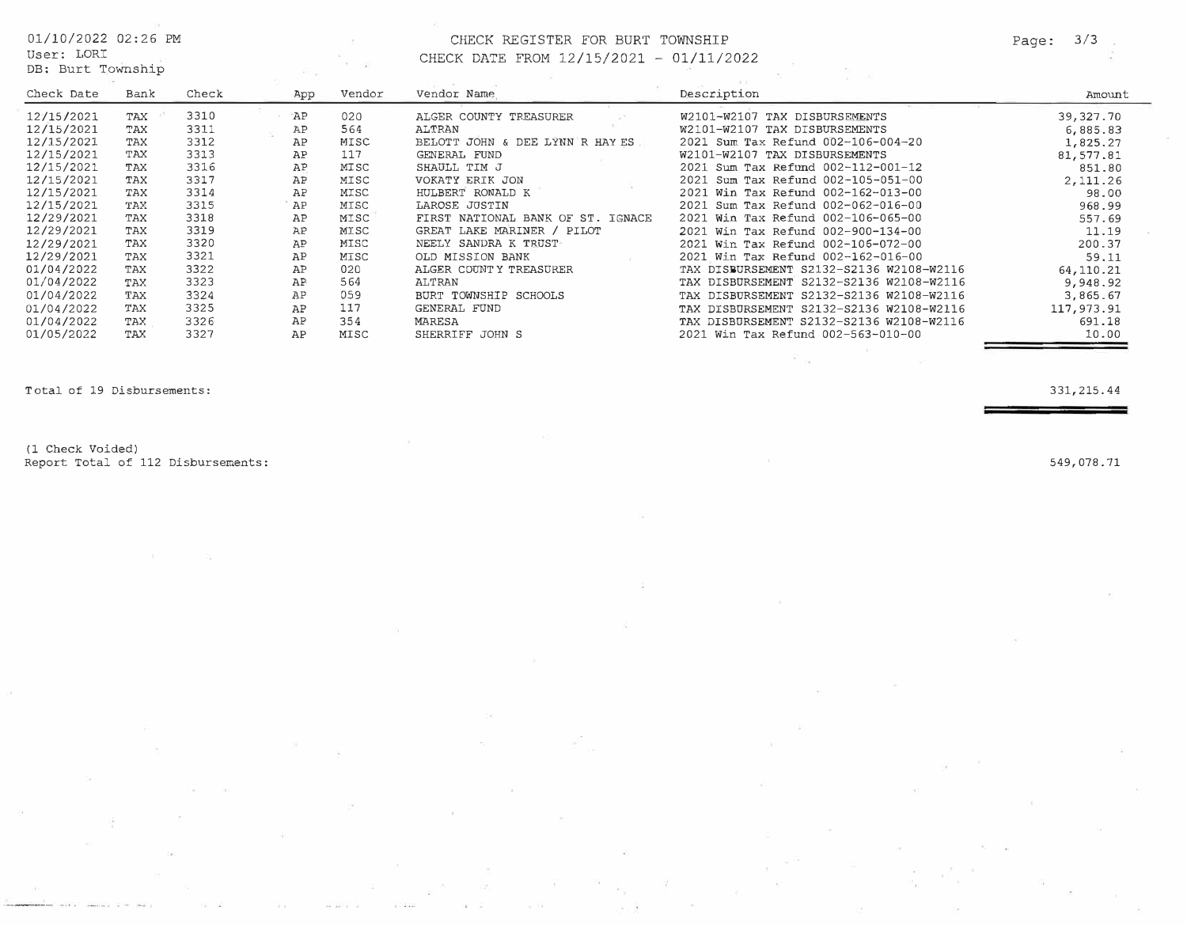01/10/2022 02:26 PM
User: LORI
DB: Burt Township

# CHECK REGISTER FOR BURT TOWNSHIP

CHECK DATE FROM 12/15/2021 - 01/11/2022

| Check Date | Bank | Check | App | Vendor | Vendor Name | Description | Amount |
|---|---|---|---|---|---|---|---|
| 12/15/2021 | TAX | 3310 | AP | 020 | ALGER COUNTY TREASURER | W2101-W2107 TAX DISBURSEMENTS | 39,327.70 |
| 12/15/2021 | TAX | 3311 | AP | 564 | ALTRAN | W2101-W2107 TAX DISBURSEMENTS | 6,885.83 |
| 12/15/2021 | TAX | 3312 | AP | MISC | BELOTT JOHN & DEE LYNN R HAY ES | 2021 Sum Tax Refund 002-106-004-20 | 1,825.27 |
| 12/15/2021 | TAX | 3313 | AP | 117 | GENERAL FUND | W2101-W2107 TAX DISBURSEMENTS | 81,577.81 |
| 12/15/2021 | TAX | 3316 | AP | MISC | SHAULL TIM J | 2021 Sum Tax Refund 002-112-001-12 | 851.80 |
| 12/15/2021 | TAX | 3317 | AP | MISC | VOKATY ERIK JON | 2021 Sum Tax Refund 002-105-051-00 | 2,111.26 |
| 12/15/2021 | TAX | 3314 | AP | MISC | HULBERT RONALD K | 2021 Win Tax Refund 002-162-013-00 | 98.00 |
| 12/15/2021 | TAX | 3315 | AP | MISC | LAROSE JUSTIN | 2021 Sum Tax Refund 002-062-016-00 | 968.99 |
| 12/29/2021 | TAX | 3318 | AP | MISC | FIRST NATIONAL BANK OF ST. IGNACE | 2021 Win Tax Refund 002-106-065-00 | 557.69 |
| 12/29/2021 | TAX | 3319 | AP | MISC | GREAT LAKE MARINER / PILOT | 2021 Win Tax Refund 002-900-134-00 | 11.19 |
| 12/29/2021 | TAX | 3320 | AP | MISC | NEELY SANDRA K TRUST | 2021 Win Tax Refund 002-106-072-00 | 200.37 |
| 12/29/2021 | TAX | 3321 | AP | MISC | OLD MISSION BANK | 2021 Win Tax Refund 002-162-016-00 | 59.11 |
| 01/04/2022 | TAX | 3322 | AP | 020 | ALGER COUNTY TREASURER | TAX DISBURSEMENT S2132-S2136 W2108-W2116 | 64,110.21 |
| 01/04/2022 | TAX | 3323 | AP | 564 | ALTRAN | TAX DISBURSEMENT S2132-S2136 W2108-W2116 | 9,948.92 |
| 01/04/2022 | TAX | 3324 | AP | 059 | BURT TOWNSHIP SCHOOLS | TAX DISBURSEMENT S2132-S2136 W2108-W2116 | 3,865.67 |
| 01/04/2022 | TAX | 3325 | AP | 117 | GENERAL FUND | TAX DISBURSEMENT S2132-S2136 W2108-W2116 | 117,973.91 |
| 01/04/2022 | TAX | 3326 | AP | 354 | MARESA | TAX DISBURSEMENT S2132-S2136 W2108-W2116 | 691.18 |
| 01/05/2022 | TAX | 3327 | AP | MISC | SHERRIFF JOHN S | 2021 Win Tax Refund 002-563-010-00 | 10.00 |

Total of 19 Disbursements: 331,215.44

(1 Check Voided)
Report Total of 112 Disbursements: 549,078.71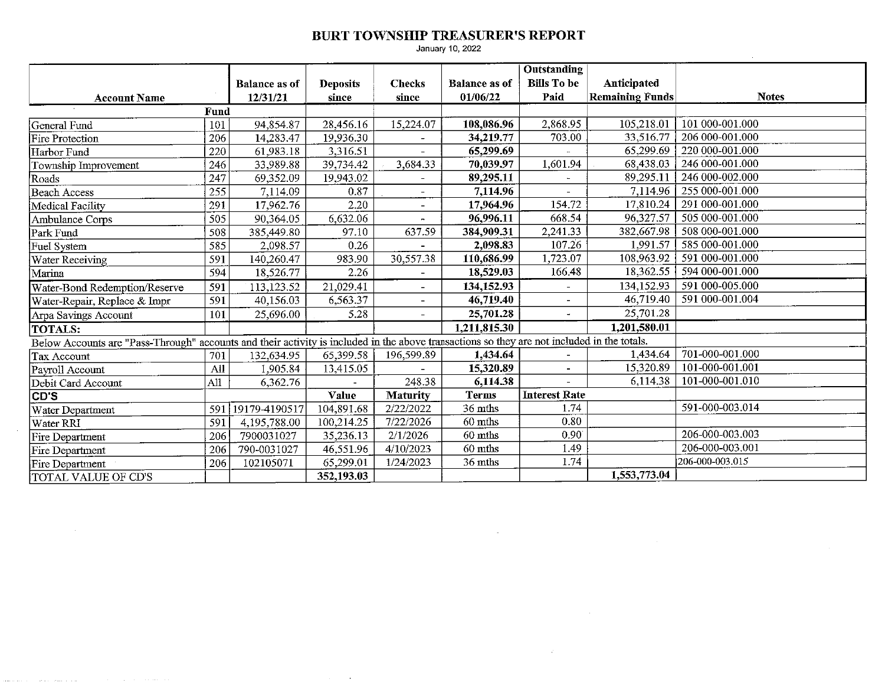# BURT TOWNSHIP TREASURER'S REPORT

January 10, 2022

| Account Name | Fund | Balance as of 12/31/21 | Deposits since | Checks since | Balance as of 01/06/22 | Outstanding Bills To be Paid | Anticipated Remaining Funds | Notes |
|---|---|---|---|---|---|---|---|---|
| General Fund | 101 | 94,854.87 | 28,456.16 | 15,224.07 | **108,086.96** | 2,868.95 | 105,218.01 | 101 000-001.000 |
| Fire Protection | 206 | 14,283.47 | 19,936.30 | - | **34,219.77** | 703.00 | 33,516.77 | 206 000-001.000 |
| Harbor Fund | 220 | 61,983.18 | 3,316.51 | - | **65,299.69** | - | 65,299.69 | 220 000-001.000 |
| Township Improvement | 246 | 33,989.88 | 39,734.42 | 3,684.33 | **70,039.97** | 1,601.94 | 68,438.03 | 246 000-001.000 |
| Roads | 247 | 69,352.09 | 19,943.02 | - | **89,295.11** | - | 89,295.11 | 246 000-002.000 |
| Beach Access | 255 | 7,114.09 | 0.87 | - | **7,114.96** | - | 7,114.96 | 255 000-001.000 |
| Medical Facility | 291 | 17,962.76 | 2.20 | - | **17,964.96** | 154.72 | 17,810.24 | 291 000-001.000 |
| Ambulance Corps | 505 | 90,364.05 | 6,632.06 | - | **96,996.11** | 668.54 | 96,327.57 | 505 000-001.000 |
| Park Fund | 508 | 385,449.80 | 97.10 | 637.59 | **384,909.31** | 2,241.33 | 382,667.98 | 508 000-001.000 |
| Fuel System | 585 | 2,098.57 | 0.26 | - | **2,098.83** | 107.26 | 1,991.57 | 585 000-001.000 |
| Water Receiving | 591 | 140,260.47 | 983.90 | 30,557.38 | **110,686.99** | 1,723.07 | 108,963.92 | 591 000-001.000 |
| Marina | 594 | 18,526.77 | 2.26 | - | **18,529.03** | 166.48 | 18,362.55 | 594 000-001.000 |
| Water-Bond Redemption/Reserve | 591 | 113,123.52 | 21,029.41 | - | **134,152.93** | - | 134,152.93 | 591 000-005.000 |
| Water-Repair, Replace & Impr | 591 | 40,156.03 | 6,563.37 | - | **46,719.40** | - | 46,719.40 | 591 000-001.004 |
| Arpa Savings Account | 101 | 25,696.00 | 5.28 | - | **25,701.28** | - | 25,701.28 | |
| **TOTALS:** | | | | | **1,211,815.30** | | **1,201,580.01** | |
| Below Accounts are "Pass-Through" accounts and their activity is included in the above transactions so they are not included in the totals. | | | | | | | | |
| Tax Account | 701 | 132,634.95 | 65,399.58 | 196,599.89 | **1,434.64** | - | 1,434.64 | 701-000-001.000 |
| Payroll Account | All | 1,905.84 | 13,415.05 | - | **15,320.89** | - | 15,320.89 | 101-000-001.001 |
| Debit Card Account | All | 6,362.76 | - | 248.38 | **6,114.38** | - | 6,114.38 | 101-000-001.010 |
| **CD'S** | | | **Value** | **Maturity** | **Terms** | **Interest Rate** | | |
| Water Department | 591 | 19179-4190517 | 104,891.68 | 2/22/2022 | 36 mths | 1.74 | | 591-000-003.014 |
| Water RRI | 591 | 4,195,788.00 | 100,214.25 | 7/22/2026 | 60 mths | 0.80 | | |
| Fire Department | 206 | 7900031027 | 35,236.13 | 2/1/2026 | 60 mths | 0.90 | | 206-000-003.003 |
| Fire Department | 206 | 790-0031027 | 46,551.96 | 4/10/2023 | 60 mths | 1.49 | | 206-000-003.001 |
| Fire Department | 206 | 102105071 | 65,299.01 | 1/24/2023 | 36 mths | 1.74 | | 206-000-003.015 |
| TOTAL VALUE OF CD'S | | | **352,193.03** | | | | **1,553,773.04** | |